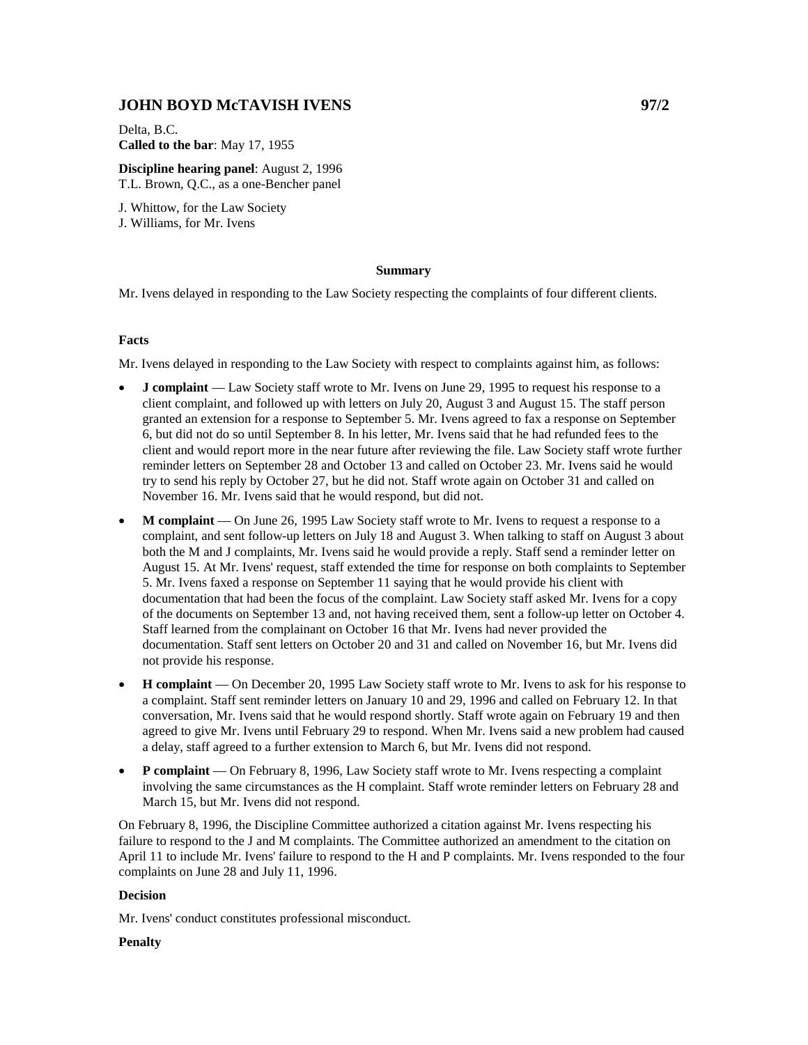# JOHN BOYD McTAVISH IVENS 97/2

Delta, B.C.
**Called to the bar**: May 17, 1955

**Discipline hearing panel**: August 2, 1996
T.L. Brown, Q.C., as a one-Bencher panel

J. Whittow, for the Law Society
J. Williams, for Mr. Ivens

### Summary

Mr. Ivens delayed in responding to the Law Society respecting the complaints of four different clients.

### Facts

Mr. Ivens delayed in responding to the Law Society with respect to complaints against him, as follows:

- **J complaint** — Law Society staff wrote to Mr. Ivens on June 29, 1995 to request his response to a client complaint, and followed up with letters on July 20, August 3 and August 15. The staff person granted an extension for a response to September 5. Mr. Ivens agreed to fax a response on September 6, but did not do so until September 8. In his letter, Mr. Ivens said that he had refunded fees to the client and would report more in the near future after reviewing the file. Law Society staff wrote further reminder letters on September 28 and October 13 and called on October 23. Mr. Ivens said he would try to send his reply by October 27, but he did not. Staff wrote again on October 31 and called on November 16. Mr. Ivens said that he would respond, but did not.
- **M complaint** — On June 26, 1995 Law Society staff wrote to Mr. Ivens to request a response to a complaint, and sent follow-up letters on July 18 and August 3. When talking to staff on August 3 about both the M and J complaints, Mr. Ivens said he would provide a reply. Staff send a reminder letter on August 15. At Mr. Ivens' request, staff extended the time for response on both complaints to September 5. Mr. Ivens faxed a response on September 11 saying that he would provide his client with documentation that had been the focus of the complaint. Law Society staff asked Mr. Ivens for a copy of the documents on September 13 and, not having received them, sent a follow-up letter on October 4. Staff learned from the complainant on October 16 that Mr. Ivens had never provided the documentation. Staff sent letters on October 20 and 31 and called on November 16, but Mr. Ivens did not provide his response.
- **H complaint** — On December 20, 1995 Law Society staff wrote to Mr. Ivens to ask for his response to a complaint. Staff sent reminder letters on January 10 and 29, 1996 and called on February 12. In that conversation, Mr. Ivens said that he would respond shortly. Staff wrote again on February 19 and then agreed to give Mr. Ivens until February 29 to respond. When Mr. Ivens said a new problem had caused a delay, staff agreed to a further extension to March 6, but Mr. Ivens did not respond.
- **P complaint** — On February 8, 1996, Law Society staff wrote to Mr. Ivens respecting a complaint involving the same circumstances as the H complaint. Staff wrote reminder letters on February 28 and March 15, but Mr. Ivens did not respond.

On February 8, 1996, the Discipline Committee authorized a citation against Mr. Ivens respecting his failure to respond to the J and M complaints. The Committee authorized an amendment to the citation on April 11 to include Mr. Ivens' failure to respond to the H and P complaints. Mr. Ivens responded to the four complaints on June 28 and July 11, 1996.

### Decision

Mr. Ivens' conduct constitutes professional misconduct.

### Penalty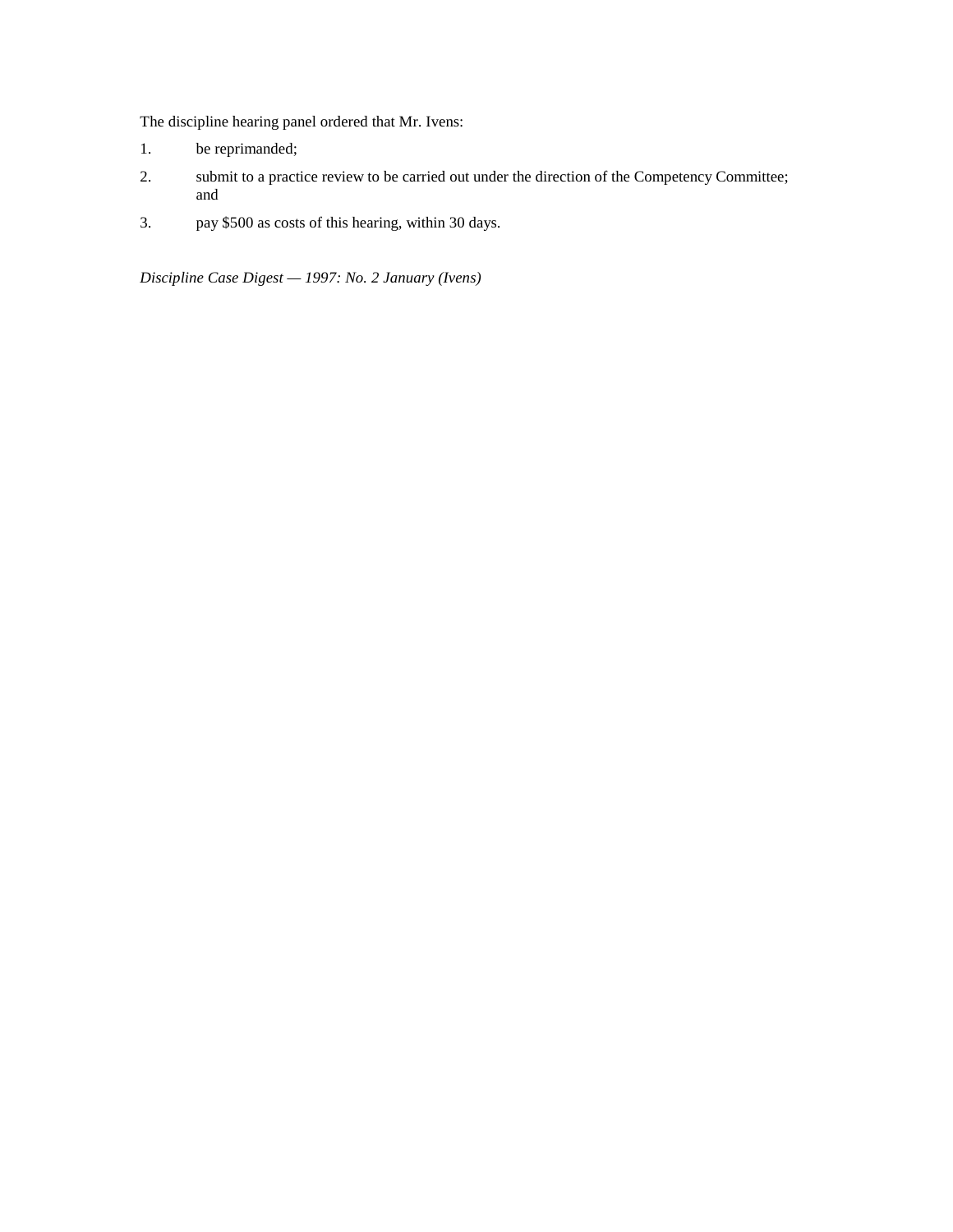The discipline hearing panel ordered that Mr. Ivens:

1. be reprimanded;
2. submit to a practice review to be carried out under the direction of the Competency Committee; and
3. pay $500 as costs of this hearing, within 30 days.

*Discipline Case Digest — 1997: No. 2 January (Ivens)*